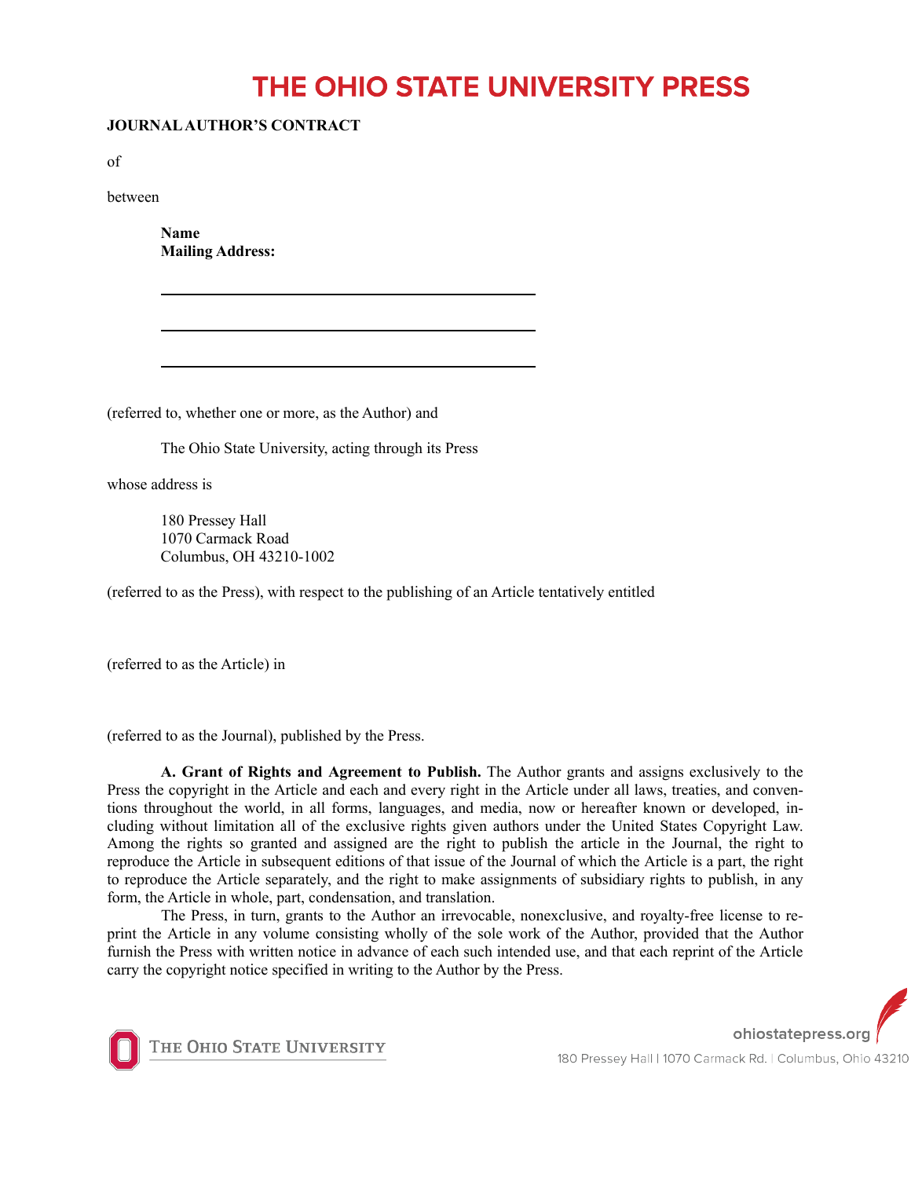# THE OHIO STATE UNIVERSITY PRESS

**JOURNAL AUTHOR'S CONTRACT**

of

between

**Name**
**Mailing Address:**

\_\_\_\_\_\_\_\_\_\_\_\_\_\_\_\_\_\_\_\_\_\_\_\_\_\_\_\_\_\_\_\_\_\_\_\_\_\_\_\_

\_\_\_\_\_\_\_\_\_\_\_\_\_\_\_\_\_\_\_\_\_\_\_\_\_\_\_\_\_\_\_\_\_\_\_\_\_\_\_\_

\_\_\_\_\_\_\_\_\_\_\_\_\_\_\_\_\_\_\_\_\_\_\_\_\_\_\_\_\_\_\_\_\_\_\_\_\_\_\_\_

(referred to, whether one or more, as the Author) and

The Ohio State University, acting through its Press

whose address is

180 Pressey Hall
1070 Carmack Road
Columbus, OH 43210-1002

(referred to as the Press), with respect to the publishing of an Article tentatively entitled

(referred to as the Article) in

(referred to as the Journal), published by the Press.

**A. Grant of Rights and Agreement to Publish.** The Author grants and assigns exclusively to the Press the copyright in the Article and each and every right in the Article under all laws, treaties, and conventions throughout the world, in all forms, languages, and media, now or hereafter known or developed, including without limitation all of the exclusive rights given authors under the United States Copyright Law. Among the rights so granted and assigned are the right to publish the article in the Journal, the right to reproduce the Article in subsequent editions of that issue of the Journal of which the Article is a part, the right to reproduce the Article separately, and the right to make assignments of subsidiary rights to publish, in any form, the Article in whole, part, condensation, and translation.

The Press, in turn, grants to the Author an irrevocable, nonexclusive, and royalty-free license to reprint the Article in any volume consisting wholly of the sole work of the Author, provided that the Author furnish the Press with written notice in advance of each such intended use, and that each reprint of the Article carry the copyright notice specified in writing to the Author by the Press.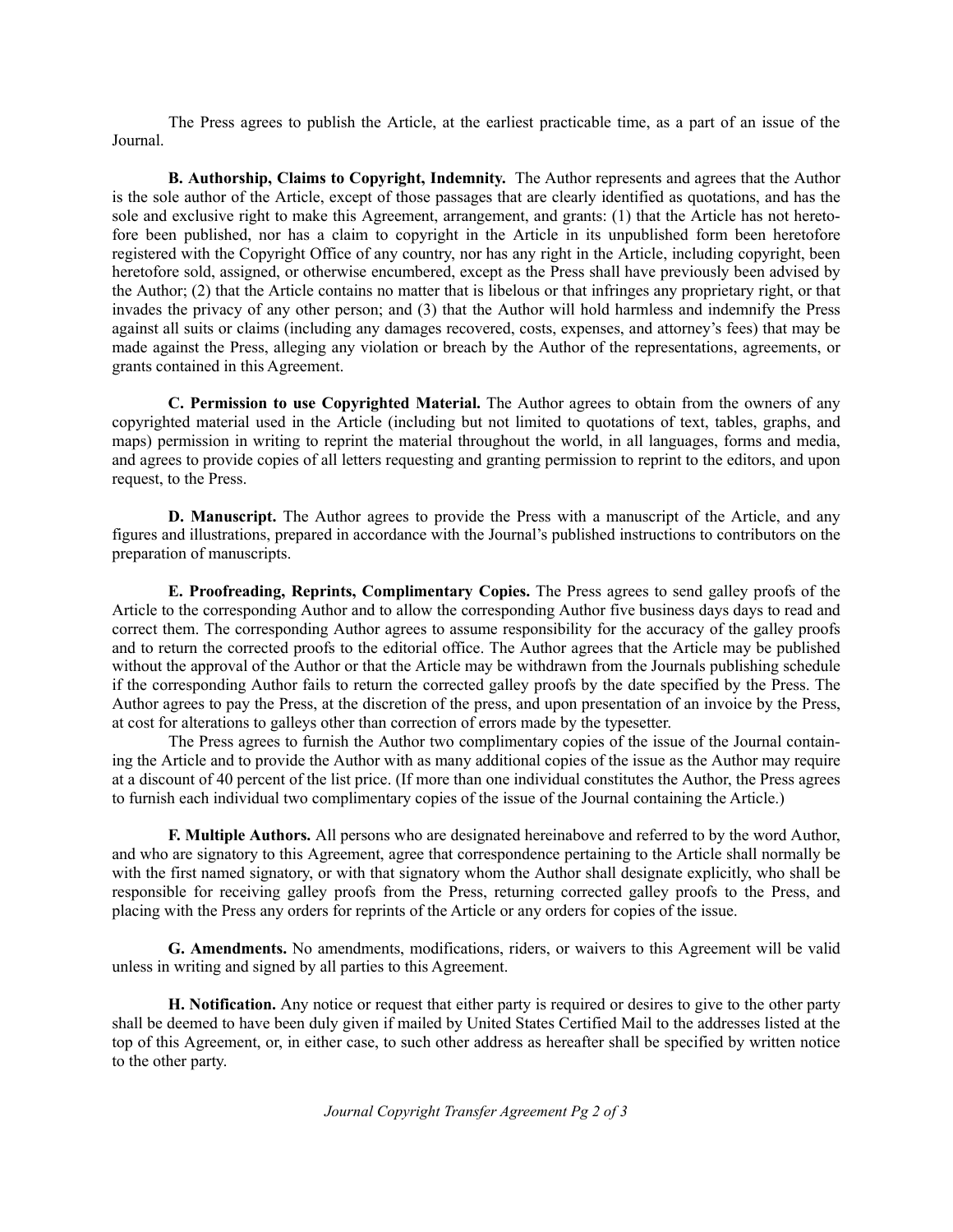The Press agrees to publish the Article, at the earliest practicable time, as a part of an issue of the Journal.

**B. Authorship, Claims to Copyright, Indemnity.** The Author represents and agrees that the Author is the sole author of the Article, except of those passages that are clearly identified as quotations, and has the sole and exclusive right to make this Agreement, arrangement, and grants: (1) that the Article has not heretofore been published, nor has a claim to copyright in the Article in its unpublished form been heretofore registered with the Copyright Office of any country, nor has any right in the Article, including copyright, been heretofore sold, assigned, or otherwise encumbered, except as the Press shall have previously been advised by the Author; (2) that the Article contains no matter that is libelous or that infringes any proprietary right, or that invades the privacy of any other person; and (3) that the Author will hold harmless and indemnify the Press against all suits or claims (including any damages recovered, costs, expenses, and attorney's fees) that may be made against the Press, alleging any violation or breach by the Author of the representations, agreements, or grants contained in this Agreement.

**C. Permission to use Copyrighted Material.** The Author agrees to obtain from the owners of any copyrighted material used in the Article (including but not limited to quotations of text, tables, graphs, and maps) permission in writing to reprint the material throughout the world, in all languages, forms and media, and agrees to provide copies of all letters requesting and granting permission to reprint to the editors, and upon request, to the Press.

**D. Manuscript.** The Author agrees to provide the Press with a manuscript of the Article, and any figures and illustrations, prepared in accordance with the Journal's published instructions to contributors on the preparation of manuscripts.

**E. Proofreading, Reprints, Complimentary Copies.** The Press agrees to send galley proofs of the Article to the corresponding Author and to allow the corresponding Author five business days days to read and correct them. The corresponding Author agrees to assume responsibility for the accuracy of the galley proofs and to return the corrected proofs to the editorial office. The Author agrees that the Article may be published without the approval of the Author or that the Article may be withdrawn from the Journals publishing schedule if the corresponding Author fails to return the corrected galley proofs by the date specified by the Press. The Author agrees to pay the Press, at the discretion of the press, and upon presentation of an invoice by the Press, at cost for alterations to galleys other than correction of errors made by the typesetter.

The Press agrees to furnish the Author two complimentary copies of the issue of the Journal containing the Article and to provide the Author with as many additional copies of the issue as the Author may require at a discount of 40 percent of the list price. (If more than one individual constitutes the Author, the Press agrees to furnish each individual two complimentary copies of the issue of the Journal containing the Article.)

**F. Multiple Authors.** All persons who are designated hereinabove and referred to by the word Author, and who are signatory to this Agreement, agree that correspondence pertaining to the Article shall normally be with the first named signatory, or with that signatory whom the Author shall designate explicitly, who shall be responsible for receiving galley proofs from the Press, returning corrected galley proofs to the Press, and placing with the Press any orders for reprints of the Article or any orders for copies of the issue.

**G. Amendments.** No amendments, modifications, riders, or waivers to this Agreement will be valid unless in writing and signed by all parties to this Agreement.

**H. Notification.** Any notice or request that either party is required or desires to give to the other party shall be deemed to have been duly given if mailed by United States Certified Mail to the addresses listed at the top of this Agreement, or, in either case, to such other address as hereafter shall be specified by written notice to the other party.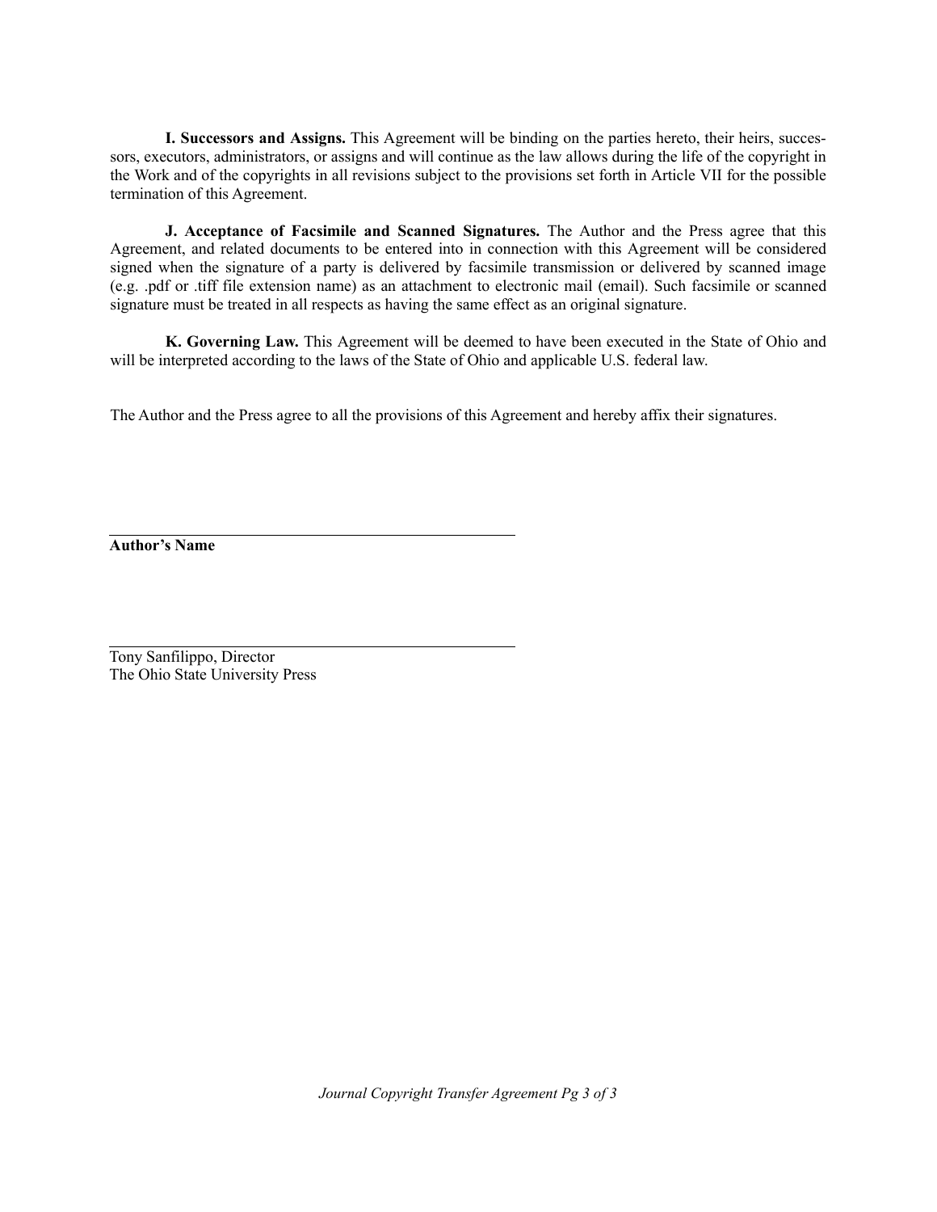**I. Successors and Assigns.** This Agreement will be binding on the parties hereto, their heirs, successors, executors, administrators, or assigns and will continue as the law allows during the life of the copyright in the Work and of the copyrights in all revisions subject to the provisions set forth in Article VII for the possible termination of this Agreement.

**J. Acceptance of Facsimile and Scanned Signatures.** The Author and the Press agree that this Agreement, and related documents to be entered into in connection with this Agreement will be considered signed when the signature of a party is delivered by facsimile transmission or delivered by scanned image (e.g. .pdf or .tiff file extension name) as an attachment to electronic mail (email). Such facsimile or scanned signature must be treated in all respects as having the same effect as an original signature.

**K. Governing Law.** This Agreement will be deemed to have been executed in the State of Ohio and will be interpreted according to the laws of the State of Ohio and applicable U.S. federal law.

The Author and the Press agree to all the provisions of this Agreement and hereby affix their signatures.

\_\_\_\_\_\_\_\_\_\_\_\_\_\_\_\_\_\_\_\_\_\_\_\_\_\_\_\_\_\_\_\_\_\_\_\_\_\_\_\_

**Author's Name**

\_\_\_\_\_\_\_\_\_\_\_\_\_\_\_\_\_\_\_\_\_\_\_\_\_\_\_\_\_\_\_\_\_\_\_\_\_\_\_\_

Tony Sanfilippo, Director
The Ohio State University Press